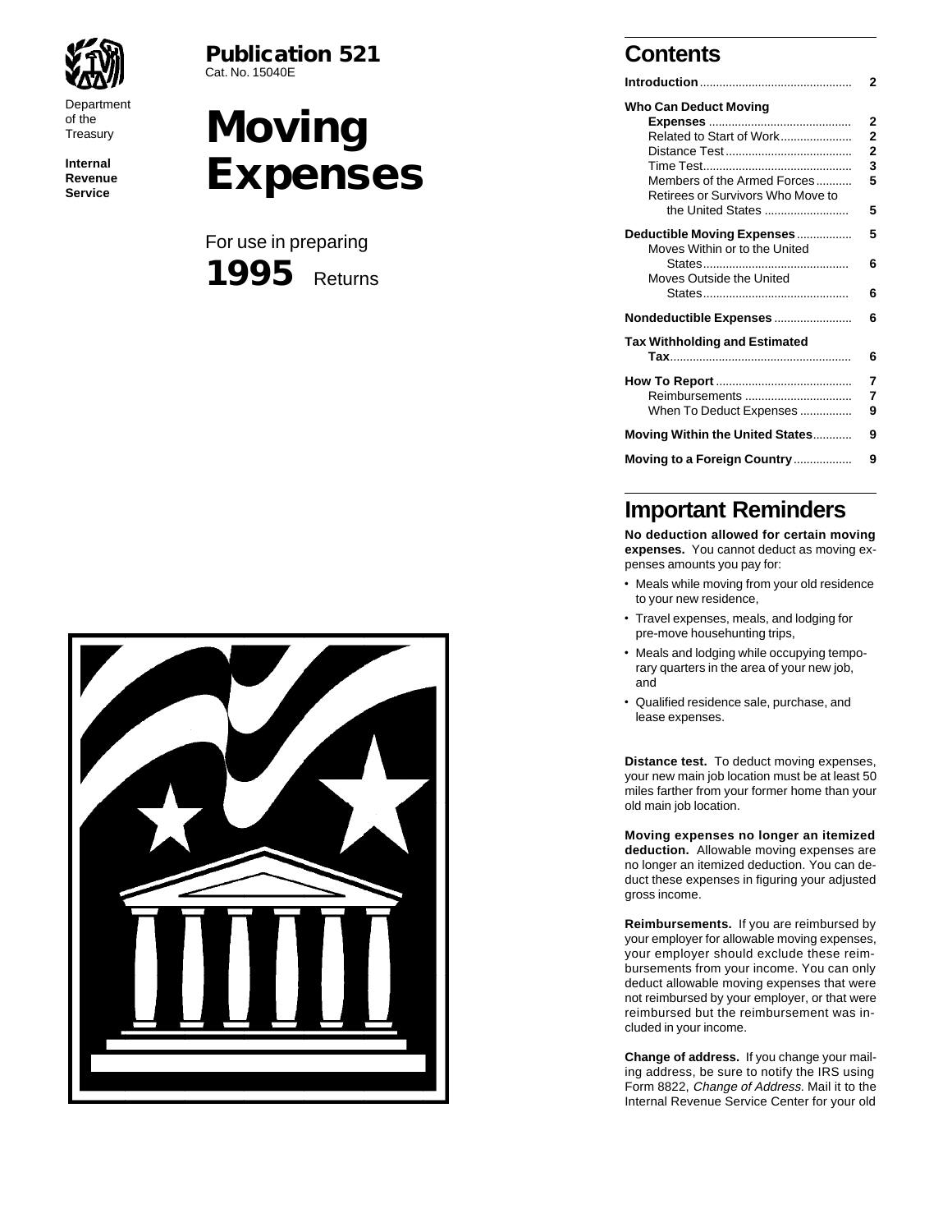Department of the Treasury

**Internal Revenue Service**

**Publication 521**
Cat. No. 15040E

# Moving Expenses

For use in preparing

**1995** Returns

## Contents

| | |
|---|---|
| **Introduction** | 2 |
| **Who Can Deduct Moving Expenses** | 2 |
| Related to Start of Work | 2 |
| Distance Test | 2 |
| Time Test | 3 |
| Members of the Armed Forces | 5 |
| Retirees or Survivors Who Move to the United States | 5 |
| **Deductible Moving Expenses** | 5 |
| Moves Within or to the United States | 6 |
| Moves Outside the United States | 6 |
| **Nondeductible Expenses** | 6 |
| **Tax Withholding and Estimated Tax** | 6 |
| **How To Report** | 7 |
| Reimbursements | 7 |
| When To Deduct Expenses | 9 |
| **Moving Within the United States** | 9 |
| **Moving to a Foreign Country** | 9 |

## Important Reminders

**No deduction allowed for certain moving expenses.** You cannot deduct as moving expenses amounts you pay for:

- Meals while moving from your old residence to your new residence,
- Travel expenses, meals, and lodging for pre-move househunting trips,
- Meals and lodging while occupying temporary quarters in the area of your new job, and
- Qualified residence sale, purchase, and lease expenses.

**Distance test.** To deduct moving expenses, your new main job location must be at least 50 miles farther from your former home than your old main job location.

**Moving expenses no longer an itemized deduction.** Allowable moving expenses are no longer an itemized deduction. You can deduct these expenses in figuring your adjusted gross income.

**Reimbursements.** If you are reimbursed by your employer for allowable moving expenses, your employer should exclude these reimbursements from your income. You can only deduct allowable moving expenses that were not reimbursed by your employer, or that were reimbursed but the reimbursement was included in your income.

**Change of address.** If you change your mailing address, be sure to notify the IRS using Form 8822, *Change of Address.* Mail it to the Internal Revenue Service Center for your old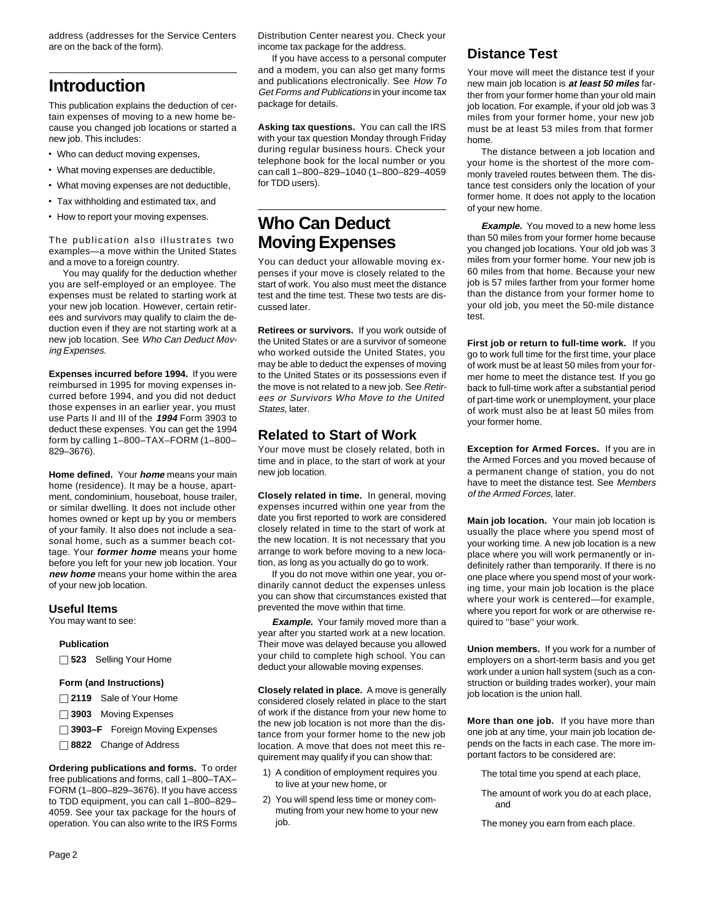address (addresses for the Service Centers are on the back of the form).

# Introduction

This publication explains the deduction of certain expenses of moving to a new home because you changed job locations or started a new job. This includes:

- Who can deduct moving expenses,
- What moving expenses are deductible,
- What moving expenses are not deductible,
- Tax withholding and estimated tax, and
- How to report your moving expenses.

The publication also illustrates two examples—a move within the United States and a move to a foreign country.

You may qualify for the deduction whether you are self-employed or an employee. The expenses must be related to starting work at your new job location. However, certain retirees and survivors may qualify to claim the deduction even if they are not starting work at a new job location. See *Who Can Deduct Moving Expenses.*

**Expenses incurred before 1994.** If you were reimbursed in 1995 for moving expenses incurred before 1994, and you did not deduct those expenses in an earlier year, you must use Parts II and III of the ***1994*** Form 3903 to deduct these expenses. You can get the 1994 form by calling 1–800–TAX–FORM (1–800–829–3676).

**Home defined.** Your ***home*** means your main home (residence). It may be a house, apartment, condominium, houseboat, house trailer, or similar dwelling. It does not include other homes owned or kept up by you or members of your family. It also does not include a seasonal home, such as a summer beach cottage. Your ***former home*** means your home before you left for your new job location. Your ***new home*** means your home within the area of your new job location.

## Useful Items

You may want to see:

**Publication**

- ☐ **523** Selling Your Home

**Form (and Instructions)**

- ☐ **2119** Sale of Your Home
- ☐ **3903** Moving Expenses
- ☐ **3903–F** Foreign Moving Expenses
- ☐ **8822** Change of Address

**Ordering publications and forms.** To order free publications and forms, call 1–800–TAX–FORM (1–800–829–3676). If you have access to TDD equipment, you can call 1–800–829–4059. See your tax package for the hours of operation. You can also write to the IRS Forms Distribution Center nearest you. Check your income tax package for the address.

If you have access to a personal computer and a modem, you can also get many forms and publications electronically. See *How To Get Forms and Publications* in your income tax package for details.

**Asking tax questions.** You can call the IRS with your tax question Monday through Friday during regular business hours. Check your telephone book for the local number or you can call 1–800–829–1040 (1–800–829–4059 for TDD users).

# Who Can Deduct Moving Expenses

You can deduct your allowable moving expenses if your move is closely related to the start of work. You also must meet the distance test and the time test. These two tests are discussed later.

**Retirees or survivors.** If you work outside of the United States or are a survivor of someone who worked outside the United States, you may be able to deduct the expenses of moving to the United States or its possessions even if the move is not related to a new job. See *Retirees or Survivors Who Move to the United States,* later.

## Related to Start of Work

Your move must be closely related, both in time and in place, to the start of work at your new job location.

**Closely related in time.** In general, moving expenses incurred within one year from the date you first reported to work are considered closely related in time to the start of work at the new location. It is not necessary that you arrange to work before moving to a new location, as long as you actually do go to work.

If you do not move within one year, you ordinarily cannot deduct the expenses unless you can show that circumstances existed that prevented the move within that time.

***Example.*** Your family moved more than a year after you started work at a new location. Their move was delayed because you allowed your child to complete high school. You can deduct your allowable moving expenses.

**Closely related in place.** A move is generally considered closely related in place to the start of work if the distance from your new home to the new job location is not more than the distance from your former home to the new job location. A move that does not meet this requirement may qualify if you can show that:

1) A condition of employment requires you to live at your new home, or
2) You will spend less time or money commuting from your new home to your new job.

## Distance Test

Your move will meet the distance test if your new main job location is ***at least 50 miles*** farther from your former home than your old main job location. For example, if your old job was 3 miles from your former home, your new job must be at least 53 miles from that former home.

The distance between a job location and your home is the shortest of the more commonly traveled routes between them. The distance test considers only the location of your former home. It does not apply to the location of your new home.

***Example.*** You moved to a new home less than 50 miles from your former home because you changed job locations. Your old job was 3 miles from your former home. Your new job is 60 miles from that home. Because your new job is 57 miles farther from your former home than the distance from your former home to your old job, you meet the 50-mile distance test.

**First job or return to full-time work.** If you go to work full time for the first time, your place of work must be at least 50 miles from your former home to meet the distance test. If you go back to full-time work after a substantial period of part-time work or unemployment, your place of work must also be at least 50 miles from your former home.

**Exception for Armed Forces.** If you are in the Armed Forces and you moved because of a permanent change of station, you do not have to meet the distance test. See *Members of the Armed Forces,* later.

**Main job location.** Your main job location is usually the place where you spend most of your working time. A new job location is a new place where you will work permanently or indefinitely rather than temporarily. If there is no one place where you spend most of your working time, your main job location is the place where your work is centered—for example, where you report for work or are otherwise required to "base" your work.

**Union members.** If you work for a number of employers on a short-term basis and you get work under a union hall system (such as a construction or building trades worker), your main job location is the union hall.

**More than one job.** If you have more than one job at any time, your main job location depends on the facts in each case. The more important factors to be considered are:

The total time you spend at each place,

The amount of work you do at each place, and

The money you earn from each place.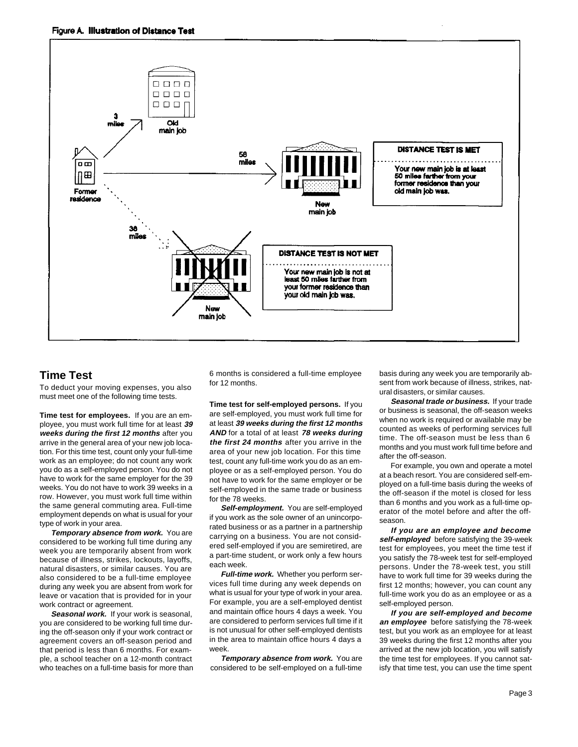**Figure A. Illustration of Distance Test**

Former residence

3 miles — Old main job

58 miles — New main job

**DISTANCE TEST IS MET**

Your new main job is at least 50 miles farther from your former residence than your old main job was.

38 miles — New main job

**DISTANCE TEST IS NOT MET**

Your new main job is not at least 50 miles farther from your former residence than your old main job was.

## Time Test

To deduct your moving expenses, you also must meet one of the following time tests.

**Time test for employees.** If you are an employee, you must work full time for at least ***39 weeks during the first 12 months*** after you arrive in the general area of your new job location. For this time test, count only your full-time work as an employee; do not count any work you do as a self-employed person. You do not have to work for the same employer for the 39 weeks. You do not have to work 39 weeks in a row. However, you must work full time within the same general commuting area. Full-time employment depends on what is usual for your type of work in your area.

***Temporary absence from work.*** You are considered to be working full time during any week you are temporarily absent from work because of illness, strikes, lockouts, layoffs, natural disasters, or similar causes. You are also considered to be a full-time employee during any week you are absent from work for leave or vacation that is provided for in your work contract or agreement.

***Seasonal work.*** If your work is seasonal, you are considered to be working full time during the off-season only if your work contract or agreement covers an off-season period and that period is less than 6 months. For example, a school teacher on a 12-month contract who teaches on a full-time basis for more than 6 months is considered a full-time employee for 12 months.

**Time test for self-employed persons.** If you are self-employed, you must work full time for at least ***39 weeks during the first 12 months AND*** for a total of at least ***78 weeks during the first 24 months*** after you arrive in the area of your new job location. For this time test, count any full-time work you do as an employee or as a self-employed person. You do not have to work for the same employer or be self-employed in the same trade or business for the 78 weeks.

***Self-employment.*** You are self-employed if you work as the sole owner of an unincorporated business or as a partner in a partnership carrying on a business. You are not considered self-employed if you are semiretired, are a part-time student, or work only a few hours each week.

***Full-time work.*** Whether you perform services full time during any week depends on what is usual for your type of work in your area. For example, you are a self-employed dentist and maintain office hours 4 days a week. You are considered to perform services full time if it is not unusual for other self-employed dentists in the area to maintain office hours 4 days a week.

***Temporary absence from work.*** You are considered to be self-employed on a full-time basis during any week you are temporarily absent from work because of illness, strikes, natural disasters, or similar causes.

***Seasonal trade or business.*** If your trade or business is seasonal, the off-season weeks when no work is required or available may be counted as weeks of performing services full time. The off-season must be less than 6 months and you must work full time before and after the off-season.

For example, you own and operate a motel at a beach resort. You are considered self-employed on a full-time basis during the weeks of the off-season if the motel is closed for less than 6 months and you work as a full-time operator of the motel before and after the off-season.

***If you are an employee and become self-employed*** before satisfying the 39-week test for employees, you meet the time test if you satisfy the 78-week test for self-employed persons. Under the 78-week test, you still have to work full time for 39 weeks during the first 12 months; however, you can count any full-time work you do as an employee or as a self-employed person.

***If you are self-employed and become an employee*** before satisfying the 78-week test, but you work as an employee for at least 39 weeks during the first 12 months after you arrived at the new job location, you will satisfy the time test for employees. If you cannot satisfy that time test, you can use the time spent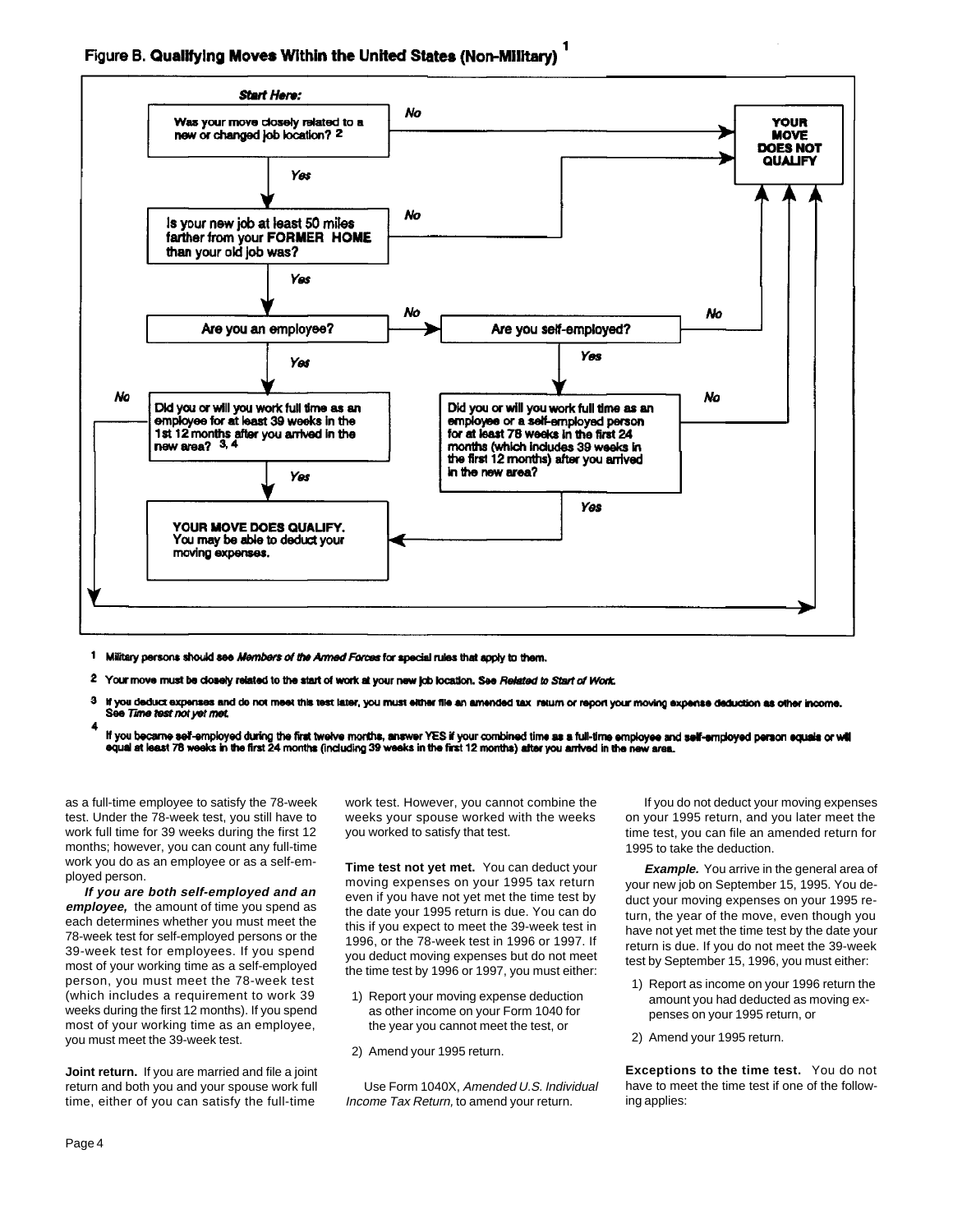## Figure B. Qualifying Moves Within the United States (Non-Military)[1]

**Start Here:**

- Was your move closely related to a new or changed job location?[2]
  - No → YOUR MOVE DOES NOT QUALIFY
  - Yes → Is your new job at least 50 miles farther from your **FORMER HOME** than your old job was?
    - No → YOUR MOVE DOES NOT QUALIFY
    - Yes → Are you an employee?
      - Yes → Did you or will you work full time as an employee for at least 39 weeks in the 1st 12 months after you arrived in the new area?[3, 4]
        - Yes → **YOUR MOVE DOES QUALIFY.** You may be able to deduct your moving expenses.
        - No → YOUR MOVE DOES NOT QUALIFY
      - No → Are you self-employed?
        - No → YOUR MOVE DOES NOT QUALIFY
        - Yes → Did you or will you work full time as an employee or a self-employed person for at least 78 weeks in the first 24 months (which includes 39 weeks in the first 12 months) after you arrived in the new area?
          - Yes → **YOUR MOVE DOES QUALIFY.** You may be able to deduct your moving expenses.
          - No → YOUR MOVE DOES NOT QUALIFY

[1] Military persons should see *Members of the Armed Forces* for special rules that apply to them.

[2] Your move must be closely related to the start of work at your new job location. See *Related to Start of Work.*

[3] If you deduct expenses and do not meet this test later, you must either file an amended tax return or report your moving expense deduction as other income. See *Time test not yet met.*

[4] If you became self-employed during the first twelve months, answer YES if your combined time as a full-time employee and self-employed person equals or will equal at least 78 weeks in the first 24 months (including 39 weeks in the first 12 months) after you arrived in the new area.

as a full-time employee to satisfy the 78-week test. Under the 78-week test, you still have to work full time for 39 weeks during the first 12 months; however, you can count any full-time work you do as an employee or as a self-employed person.

***If you are both self-employed and an employee,*** the amount of time you spend as each determines whether you must meet the 78-week test for self-employed persons or the 39-week test for employees. If you spend most of your working time as a self-employed person, you must meet the 78-week test (which includes a requirement to work 39 weeks during the first 12 months). If you spend most of your working time as an employee, you must meet the 39-week test.

**Joint return.** If you are married and file a joint return and both you and your spouse work full time, either of you can satisfy the full-time work test. However, you cannot combine the weeks your spouse worked with the weeks you worked to satisfy that test.

**Time test not yet met.** You can deduct your moving expenses on your 1995 tax return even if you have not yet met the time test by the date your 1995 return is due. You can do this if you expect to meet the 39-week test in 1996, or the 78-week test in 1996 or 1997. If you deduct moving expenses but do not meet the time test by 1996 or 1997, you must either:

1) Report your moving expense deduction as other income on your Form 1040 for the year you cannot meet the test, or

2) Amend your 1995 return.

Use Form 1040X, *Amended U.S. Individual Income Tax Return,* to amend your return.

If you do not deduct your moving expenses on your 1995 return, and you later meet the time test, you can file an amended return for 1995 to take the deduction.

***Example.*** You arrive in the general area of your new job on September 15, 1995. You deduct your moving expenses on your 1995 return, the year of the move, even though you have not yet met the time test by the date your return is due. If you do not meet the 39-week test by September 15, 1996, you must either:

1) Report as income on your 1996 return the amount you had deducted as moving expenses on your 1995 return, or

2) Amend your 1995 return.

**Exceptions to the time test.** You do not have to meet the time test if one of the following applies: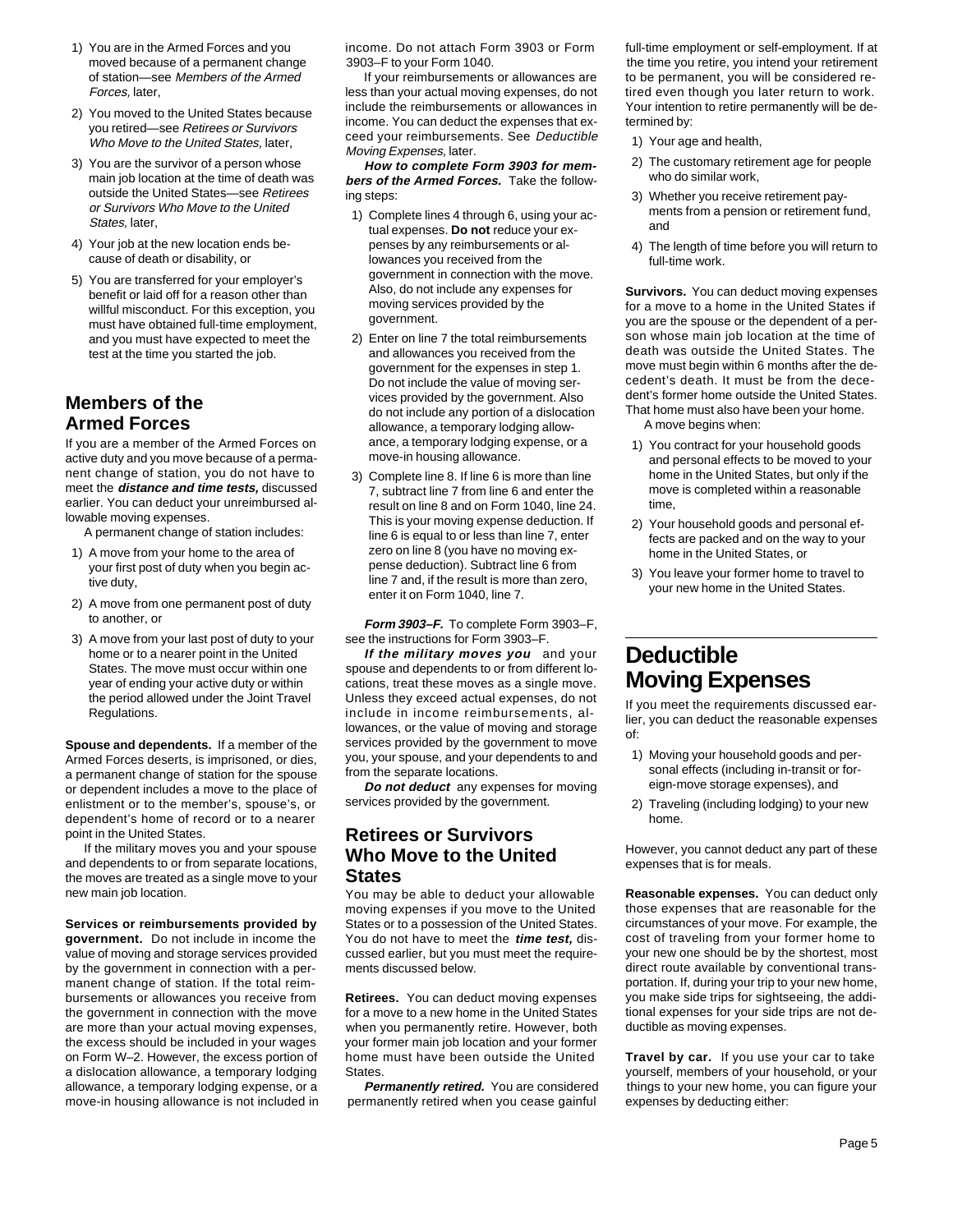1) You are in the Armed Forces and you moved because of a permanent change of station—see *Members of the Armed Forces,* later,
2) You moved to the United States because you retired—see *Retirees or Survivors Who Move to the United States,* later,
3) You are the survivor of a person whose main job location at the time of death was outside the United States—see *Retirees or Survivors Who Move to the United States,* later,
4) Your job at the new location ends because of death or disability, or
5) You are transferred for your employer's benefit or laid off for a reason other than willful misconduct. For this exception, you must have obtained full-time employment, and you must have expected to meet the test at the time you started the job.

## Members of the Armed Forces

If you are a member of the Armed Forces on active duty and you move because of a permanent change of station, you do not have to meet the ***distance and time tests,*** discussed earlier. You can deduct your unreimbursed allowable moving expenses.

A permanent change of station includes:

1) A move from your home to the area of your first post of duty when you begin active duty,
2) A move from one permanent post of duty to another, or
3) A move from your last post of duty to your home or to a nearer point in the United States. The move must occur within one year of ending your active duty or within the period allowed under the Joint Travel Regulations.

**Spouse and dependents.** If a member of the Armed Forces deserts, is imprisoned, or dies, a permanent change of station for the spouse or dependent includes a move to the place of enlistment or to the member's, spouse's, or dependent's home of record or to a nearer point in the United States.

If the military moves you and your spouse and dependents to or from separate locations, the moves are treated as a single move to your new main job location.

**Services or reimbursements provided by government.** Do not include in income the value of moving and storage services provided by the government in connection with a permanent change of station. If the total reimbursements or allowances you receive from the government in connection with the move are more than your actual moving expenses, the excess should be included in your wages on Form W–2. However, the excess portion of a dislocation allowance, a temporary lodging allowance, a temporary lodging expense, or a move-in housing allowance is not included in income. Do not attach Form 3903 or Form 3903–F to your Form 1040.

If your reimbursements or allowances are less than your actual moving expenses, do not include the reimbursements or allowances in income. You can deduct the expenses that exceed your reimbursements. See *Deductible Moving Expenses,* later.

***How to complete Form 3903 for members of the Armed Forces.*** Take the following steps:

1) Complete lines 4 through 6, using your actual expenses. **Do not** reduce your expenses by any reimbursements or allowances you received from the government in connection with the move. Also, do not include any expenses for moving services provided by the government.
2) Enter on line 7 the total reimbursements and allowances you received from the government for the expenses in step 1. Do not include the value of moving services provided by the government. Also do not include any portion of a dislocation allowance, a temporary lodging allowance, a temporary lodging expense, or a move-in housing allowance.
3) Complete line 8. If line 6 is more than line 7, subtract line 7 from line 6 and enter the result on line 8 and on Form 1040, line 24. This is your moving expense deduction. If line 6 is equal to or less than line 7, enter zero on line 8 (you have no moving expense deduction). Subtract line 6 from line 7 and, if the result is more than zero, enter it on Form 1040, line 7.

***Form 3903–F.*** To complete Form 3903–F, see the instructions for Form 3903–F.

***If the military moves you*** and your spouse and dependents to or from different locations, treat these moves as a single move. Unless they exceed actual expenses, do not include in income reimbursements, allowances, or the value of moving and storage services provided by the government to move you, your spouse, and your dependents to and from the separate locations.

***Do not deduct*** any expenses for moving services provided by the government.

## Retirees or Survivors Who Move to the United States

You may be able to deduct your allowable moving expenses if you move to the United States or to a possession of the United States. You do not have to meet the ***time test,*** discussed earlier, but you must meet the requirements discussed below.

**Retirees.** You can deduct moving expenses for a move to a new home in the United States when you permanently retire. However, both your former main job location and your former home must have been outside the United States.

***Permanently retired.*** You are considered permanently retired when you cease gainful full-time employment or self-employment. If at the time you retire, you intend your retirement to be permanent, you will be considered retired even though you later return to work. Your intention to retire permanently will be determined by:

1) Your age and health,
2) The customary retirement age for people who do similar work,
3) Whether you receive retirement payments from a pension or retirement fund, and
4) The length of time before you will return to full-time work.

**Survivors.** You can deduct moving expenses for a move to a home in the United States if you are the spouse or the dependent of a person whose main job location at the time of death was outside the United States. The move must begin within 6 months after the decedent's death. It must be from the decedent's former home outside the United States. That home must also have been your home.

A move begins when:

1) You contract for your household goods and personal effects to be moved to your home in the United States, but only if the move is completed within a reasonable time,
2) Your household goods and personal effects are packed and on the way to your home in the United States, or
3) You leave your former home to travel to your new home in the United States.

# Deductible Moving Expenses

If you meet the requirements discussed earlier, you can deduct the reasonable expenses of:

1) Moving your household goods and personal effects (including in-transit or foreign-move storage expenses), and
2) Traveling (including lodging) to your new home.

However, you cannot deduct any part of these expenses that is for meals.

**Reasonable expenses.** You can deduct only those expenses that are reasonable for the circumstances of your move. For example, the cost of traveling from your former home to your new one should be by the shortest, most direct route available by conventional transportation. If, during your trip to your new home, you make side trips for sightseeing, the additional expenses for your side trips are not deductible as moving expenses.

**Travel by car.** If you use your car to take yourself, members of your household, or your things to your new home, you can figure your expenses by deducting either: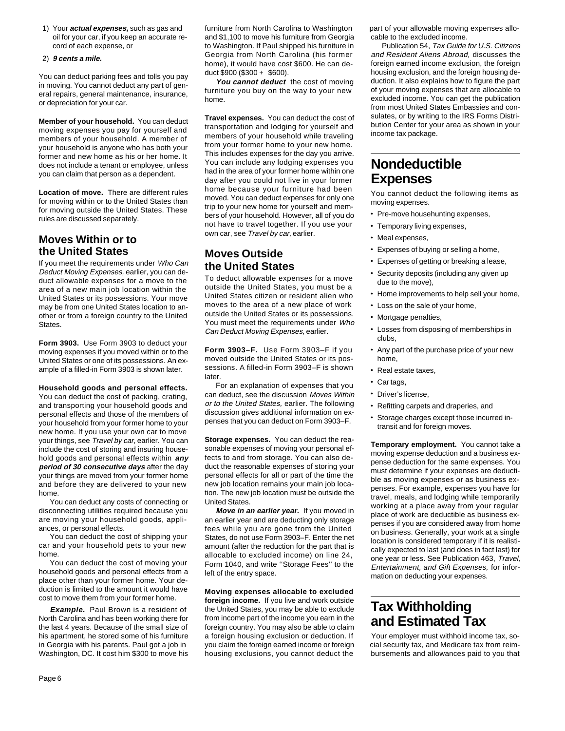1) Your ***actual expenses,*** such as gas and oil for your car, if you keep an accurate record of each expense, or

2) ***9 cents a mile.***

You can deduct parking fees and tolls you pay in moving. You cannot deduct any part of general repairs, general maintenance, insurance, or depreciation for your car.

**Member of your household.** You can deduct moving expenses you pay for yourself and members of your household. A member of your household is anyone who has both your former and new home as his or her home. It does not include a tenant or employee, unless you can claim that person as a dependent.

**Location of move.** There are different rules for moving within or to the United States than for moving outside the United States. These rules are discussed separately.

## Moves Within or to the United States

If you meet the requirements under *Who Can Deduct Moving Expenses,* earlier, you can deduct allowable expenses for a move to the area of a new main job location within the United States or its possessions. Your move may be from one United States location to another or from a foreign country to the United States.

**Form 3903.** Use Form 3903 to deduct your moving expenses if you moved within or to the United States or one of its possessions. An example of a filled-in Form 3903 is shown later.

**Household goods and personal effects.** You can deduct the cost of packing, crating, and transporting your household goods and personal effects and those of the members of your household from your former home to your new home. If you use your own car to move your things, see *Travel by car,* earlier. You can include the cost of storing and insuring household goods and personal effects within ***any period of 30 consecutive days*** after the day your things are moved from your former home and before they are delivered to your new home.

You can deduct any costs of connecting or disconnecting utilities required because you are moving your household goods, appliances, or personal effects.

You can deduct the cost of shipping your car and your household pets to your new home.

You can deduct the cost of moving your household goods and personal effects from a place other than your former home. Your deduction is limited to the amount it would have cost to move them from your former home.

***Example.*** Paul Brown is a resident of North Carolina and has been working there for the last 4 years. Because of the small size of his apartment, he stored some of his furniture in Georgia with his parents. Paul got a job in Washington, DC. It cost him $300 to move his furniture from North Carolina to Washington and $1,100 to move his furniture from Georgia to Washington. If Paul shipped his furniture in Georgia from North Carolina (his former home), it would have cost $600. He can deduct $900 ($300 + $600).

***You cannot deduct*** the cost of moving furniture you buy on the way to your new home.

**Travel expenses.** You can deduct the cost of transportation and lodging for yourself and members of your household while traveling from your former home to your new home. This includes expenses for the day you arrive. You can include any lodging expenses you had in the area of your former home within one day after you could not live in your former home because your furniture had been moved. You can deduct expenses for only one trip to your new home for yourself and members of your household. However, all of you do not have to travel together. If you use your own car, see *Travel by car,* earlier.

## Moves Outside the United States

To deduct allowable expenses for a move outside the United States, you must be a United States citizen or resident alien who moves to the area of a new place of work outside the United States or its possessions. You must meet the requirements under *Who Can Deduct Moving Expenses,* earlier.

**Form 3903–F.** Use Form 3903–F if you moved outside the United States or its possessions. A filled-in Form 3903–F is shown later.

For an explanation of expenses that you can deduct, see the discussion *Moves Within or to the United States,* earlier. The following discussion gives additional information on expenses that you can deduct on Form 3903–F.

**Storage expenses.** You can deduct the reasonable expenses of moving your personal effects to and from storage. You can also deduct the reasonable expenses of storing your personal effects for all or part of the time the new job location remains your main job location. The new job location must be outside the United States.

***Move in an earlier year.*** If you moved in an earlier year and are deducting only storage fees while you are gone from the United States, do not use Form 3903–F. Enter the net amount (after the reduction for the part that is allocable to excluded income) on line 24, Form 1040, and write ''Storage Fees'' to the left of the entry space.

**Moving expenses allocable to excluded foreign income.** If you live and work outside the United States, you may be able to exclude from income part of the income you earn in the foreign country. You may also be able to claim a foreign housing exclusion or deduction. If you claim the foreign earned income or foreign housing exclusions, you cannot deduct the part of your allowable moving expenses allocable to the excluded income.

Publication 54, *Tax Guide for U.S. Citizens and Resident Aliens Abroad,* discusses the foreign earned income exclusion, the foreign housing exclusion, and the foreign housing deduction. It also explains how to figure the part of your moving expenses that are allocable to excluded income. You can get the publication from most United States Embassies and consulates, or by writing to the IRS Forms Distribution Center for your area as shown in your income tax package.

# Nondeductible Expenses

You cannot deduct the following items as moving expenses.

- Pre-move househunting expenses,
- Temporary living expenses,
- Meal expenses,
- Expenses of buying or selling a home,
- Expenses of getting or breaking a lease,
- Security deposits (including any given up due to the move),
- Home improvements to help sell your home,
- Loss on the sale of your home,
- Mortgage penalties,
- Losses from disposing of memberships in clubs,
- Any part of the purchase price of your new home,
- Real estate taxes,
- Car tags,
- Driver's license,
- Refitting carpets and draperies, and
- Storage charges except those incurred in-transit and for foreign moves.

**Temporary employment.** You cannot take a moving expense deduction and a business expense deduction for the same expenses. You must determine if your expenses are deductible as moving expenses or as business expenses. For example, expenses you have for travel, meals, and lodging while temporarily working at a place away from your regular place of work are deductible as business expenses if you are considered away from home on business. Generally, your work at a single location is considered temporary if it is realistically expected to last (and does in fact last) for one year or less. See Publication 463, *Travel, Entertainment, and Gift Expenses,* for information on deducting your expenses.

# Tax Withholding and Estimated Tax

Your employer must withhold income tax, social security tax, and Medicare tax from reimbursements and allowances paid to you that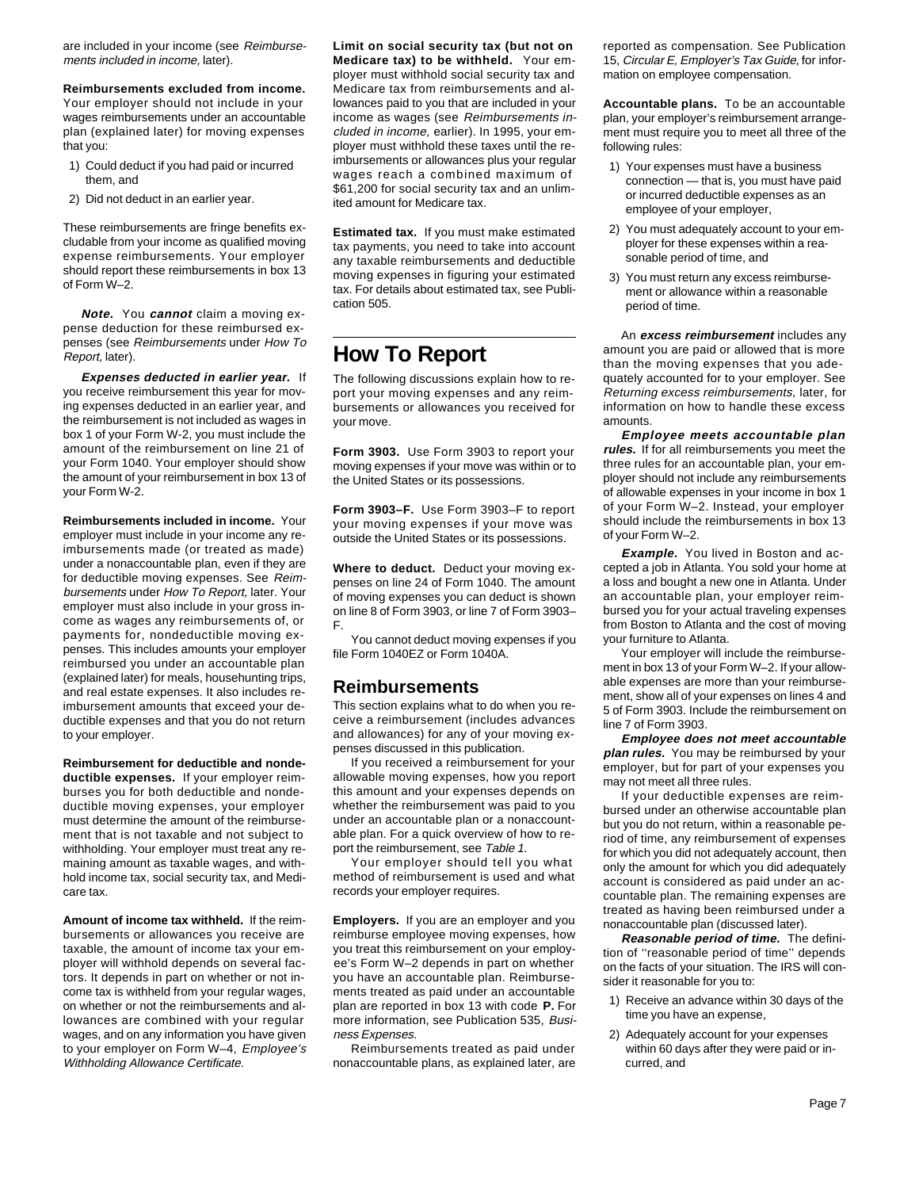are included in your income (see *Reimbursements included in income,* later).

**Reimbursements excluded from income.** Your employer should not include in your wages reimbursements under an accountable plan (explained later) for moving expenses that you:

1) Could deduct if you had paid or incurred them, and
2) Did not deduct in an earlier year.

These reimbursements are fringe benefits excludable from your income as qualified moving expense reimbursements. Your employer should report these reimbursements in box 13 of Form W–2.

***Note.*** You ***cannot*** claim a moving expense deduction for these reimbursed expenses (see *Reimbursements* under *How To Report,* later).

***Expenses deducted in earlier year.*** If you receive reimbursement this year for moving expenses deducted in an earlier year, and the reimbursement is not included as wages in box 1 of your Form W-2, you must include the amount of the reimbursement on line 21 of your Form 1040. Your employer should show the amount of your reimbursement in box 13 of your Form W-2.

**Reimbursements included in income.** Your employer must include in your income any reimbursements made (or treated as made) under a nonaccountable plan, even if they are for deductible moving expenses. See *Reimbursements* under *How To Report,* later. Your employer must also include in your gross income as wages any reimbursements of, or payments for, nondeductible moving expenses. This includes amounts your employer reimbursed you under an accountable plan (explained later) for meals, househunting trips, and real estate expenses. It also includes reimbursement amounts that exceed your deductible expenses and that you do not return to your employer.

**Reimbursement for deductible and nondeductible expenses.** If your employer reimburses you for both deductible and nondeductible moving expenses, your employer must determine the amount of the reimbursement that is not taxable and not subject to withholding. Your employer must treat any remaining amount as taxable wages, and withhold income tax, social security tax, and Medicare tax.

**Amount of income tax withheld.** If the reimbursements or allowances you receive are taxable, the amount of income tax your employer will withhold depends on several factors. It depends in part on whether or not income tax is withheld from your regular wages, on whether or not the reimbursements and allowances are combined with your regular wages, and on any information you have given to your employer on Form W–4, *Employee's Withholding Allowance Certificate.*

**Limit on social security tax (but not on Medicare tax) to be withheld.** Your employer must withhold social security tax and Medicare tax from reimbursements and allowances paid to you that are included in your income as wages (see *Reimbursements included in income,* earlier). In 1995, your employer must withhold these taxes until the reimbursements or allowances plus your regular wages reach a combined maximum of $61,200 for social security tax and an unlimited amount for Medicare tax.

**Estimated tax.** If you must make estimated tax payments, you need to take into account any taxable reimbursements and deductible moving expenses in figuring your estimated tax. For details about estimated tax, see Publication 505.

# How To Report

The following discussions explain how to report your moving expenses and any reimbursements or allowances you received for your move.

**Form 3903.** Use Form 3903 to report your moving expenses if your move was within or to the United States or its possessions.

**Form 3903–F.** Use Form 3903–F to report your moving expenses if your move was outside the United States or its possessions.

**Where to deduct.** Deduct your moving expenses on line 24 of Form 1040. The amount of moving expenses you can deduct is shown on line 8 of Form 3903, or line 7 of Form 3903–F.

You cannot deduct moving expenses if you file Form 1040EZ or Form 1040A.

## Reimbursements

This section explains what to do when you receive a reimbursement (includes advances and allowances) for any of your moving expenses discussed in this publication.

If you received a reimbursement for your allowable moving expenses, how you report this amount and your expenses depends on whether the reimbursement was paid to you under an accountable plan or a nonaccountable plan. For a quick overview of how to report the reimbursement, see *Table 1.*

Your employer should tell you what method of reimbursement is used and what records your employer requires.

**Employers.** If you are an employer and you reimburse employee moving expenses, how you treat this reimbursement on your employee's Form W–2 depends in part on whether you have an accountable plan. Reimbursements treated as paid under an accountable plan are reported in box 13 with code **P.** For more information, see Publication 535, *Business Expenses.*

Reimbursements treated as paid under nonaccountable plans, as explained later, are reported as compensation. See Publication 15, *Circular E, Employer's Tax Guide,* for information on employee compensation.

**Accountable plans.** To be an accountable plan, your employer's reimbursement arrangement must require you to meet all three of the following rules:

1) Your expenses must have a business connection — that is, you must have paid or incurred deductible expenses as an employee of your employer,
2) You must adequately account to your employer for these expenses within a reasonable period of time, and
3) You must return any excess reimbursement or allowance within a reasonable period of time.

An ***excess reimbursement*** includes any amount you are paid or allowed that is more than the moving expenses that you adequately accounted for to your employer. See *Returning excess reimbursements,* later, for information on how to handle these excess amounts.

***Employee meets accountable plan rules.*** If for all reimbursements you meet the three rules for an accountable plan, your employer should not include any reimbursements of allowable expenses in your income in box 1 of your Form W–2. Instead, your employer should include the reimbursements in box 13 of your Form W–2.

***Example.*** You lived in Boston and accepted a job in Atlanta. You sold your home at a loss and bought a new one in Atlanta. Under an accountable plan, your employer reimbursed you for your actual traveling expenses from Boston to Atlanta and the cost of moving your furniture to Atlanta.

Your employer will include the reimbursement in box 13 of your Form W–2. If your allowable expenses are more than your reimbursement, show all of your expenses on lines 4 and 5 of Form 3903. Include the reimbursement on line 7 of Form 3903.

***Employee does not meet accountable plan rules.*** You may be reimbursed by your employer, but for part of your expenses you may not meet all three rules.

If your deductible expenses are reimbursed under an otherwise accountable plan but you do not return, within a reasonable period of time, any reimbursement of expenses for which you did not adequately account, then only the amount for which you did adequately account is considered as paid under an accountable plan. The remaining expenses are treated as having been reimbursed under a nonaccountable plan (discussed later).

***Reasonable period of time.*** The definition of "reasonable period of time" depends on the facts of your situation. The IRS will consider it reasonable for you to:

1) Receive an advance within 30 days of the time you have an expense,
2) Adequately account for your expenses within 60 days after they were paid or incurred, and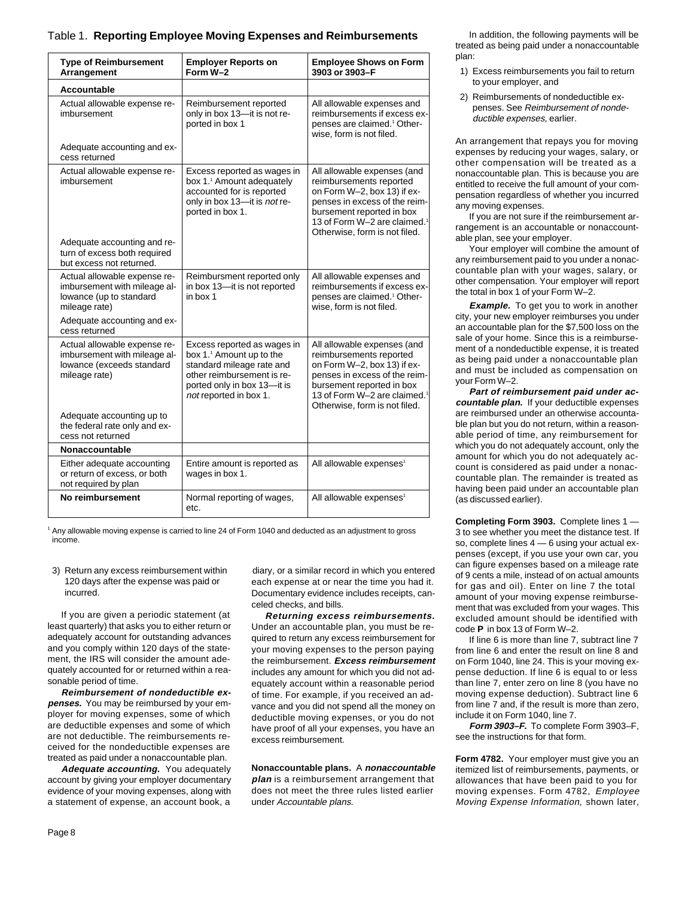### Table 1. Reporting Employee Moving Expenses and Reimbursements

| Type of Reimbursement Arrangement | Employer Reports on Form W–2 | Employee Shows on Form 3903 or 3903–F |
|---|---|---|
| **Accountable** | | |
| Actual allowable expense reimbursement<br><br>Adequate accounting and excess returned | Reimbursement reported only in box 13—it is not reported in box 1 | All allowable expenses and reimbursements if excess expenses are claimed.[1] Otherwise, form is not filed. |
| Actual allowable expense reimbursement<br><br>Adequate accounting and return of excess both required but excess not returned. | Excess reported as wages in box 1.[1] Amount adequately accounted for is reported only in box 13—it is *not* reported in box 1. | All allowable expenses (and reimbursements reported on Form W–2, box 13) if expenses in excess of the reimbursement reported in box 13 of Form W–2 are claimed.[1] Otherwise, form is not filed. |
| Actual allowable expense reimbursement with mileage allowance (up to standard mileage rate)<br><br>Adequate accounting and excess returned | Reimbursment reported only in box 13—it is not reported in box 1 | All allowable expenses and reimbursements if excess expenses are claimed.[1] Otherwise, form is not filed. |
| Actual allowable expense reimbursement with mileage allowance (exceeds standard mileage rate)<br><br>Adequate accounting up to the federal rate only and excess not returned | Excess reported as wages in box 1.[1] Amount up to the standard mileage rate and other reimbursement is reported only in box 13—it is *not* reported in box 1. | All allowable expenses (and reimbursements reported on Form W–2, box 13) if expenses in excess of the reimbursement reported in box 13 of Form W–2 are claimed.[1] Otherwise, form is not filed. |
| **Nonaccountable** | | |
| Either adequate accounting or return of excess, or both not required by plan | Entire amount is reported as wages in box 1. | All allowable expenses[1] |
| **No reimbursement** | Normal reporting of wages, etc. | All allowable expenses[1] |

[1] Any allowable moving expense is carried to line 24 of Form 1040 and deducted as an adjustment to gross income.

3) Return any excess reimbursement within 120 days after the expense was paid or incurred.

If you are given a periodic statement (at least quarterly) that asks you to either return or adequately account for outstanding advances and you comply within 120 days of the statement, the IRS will consider the amount adequately accounted for or returned within a reasonable period of time.

***Reimbursement of nondeductible expenses.*** You may be reimbursed by your employer for moving expenses, some of which are deductible expenses and some of which are not deductible. The reimbursements received for the nondeductible expenses are treated as paid under a nonaccountable plan.

***Adequate accounting.*** You adequately account by giving your employer documentary evidence of your moving expenses, along with a statement of expense, an account book, a diary, or a similar record in which you entered each expense at or near the time you had it. Documentary evidence includes receipts, canceled checks, and bills.

***Returning excess reimbursements.*** Under an accountable plan, you must be required to return any excess reimbursement for your moving expenses to the person paying the reimbursement. ***Excess reimbursement*** includes any amount for which you did not adequately account within a reasonable period of time. For example, if you received an advance and you did not spend all the money on deductible moving expenses, or you do not have proof of all your expenses, you have an excess reimbursement.

**Nonaccountable plans.** A ***nonaccountable plan*** is a reimbursement arrangement that does not meet the three rules listed earlier under *Accountable plans.*

In addition, the following payments will be treated as being paid under a nonaccountable plan:

1) Excess reimbursements you fail to return to your employer, and
2) Reimbursements of nondeductible expenses. See *Reimbursement of nondeductible expenses,* earlier.

An arrangement that repays you for moving expenses by reducing your wages, salary, or other compensation will be treated as a nonaccountable plan. This is because you are entitled to receive the full amount of your compensation regardless of whether you incurred any moving expenses.

If you are not sure if the reimbursement arrangement is an accountable or nonaccountable plan, see your employer.

Your employer will combine the amount of any reimbursement paid to you under a nonaccountable plan with your wages, salary, or other compensation. Your employer will report the total in box 1 of your Form W–2.

***Example.*** To get you to work in another city, your new employer reimburses you under an accountable plan for the $7,500 loss on the sale of your home. Since this is a reimbursement of a nondeductible expense, it is treated as being paid under a nonaccountable plan and must be included as compensation on your Form W–2.

***Part of reimbursement paid under accountable plan.*** If your deductible expenses are reimbursed under an otherwise accountable plan but you do not return, within a reasonable period of time, any reimbursement for which you do not adequately account, only the amount for which you do not adequately account is considered as paid under a nonaccountable plan. The remainder is treated as having been paid under an accountable plan (as discussed earlier).

**Completing Form 3903.** Complete lines 1 — 3 to see whether you meet the distance test. If so, complete lines 4 — 6 using your actual expenses (except, if you use your own car, you can figure expenses based on a mileage rate of 9 cents a mile, instead of on actual amounts for gas and oil). Enter on line 7 the total amount of your moving expense reimbursement that was excluded from your wages. This excluded amount should be identified with code **P** in box 13 of Form W–2.

If line 6 is more than line 7, subtract line 7 from line 6 and enter the result on line 8 and on Form 1040, line 24. This is your moving expense deduction. If line 6 is equal to or less than line 7, enter zero on line 8 (you have no moving expense deduction). Subtract line 6 from line 7 and, if the result is more than zero, include it on Form 1040, line 7.

***Form 3903–F.*** To complete Form 3903–F, see the instructions for that form.

**Form 4782.** Your employer must give you an itemized list of reimbursements, payments, or allowances that have been paid to you for moving expenses. Form 4782, *Employee Moving Expense Information,* shown later,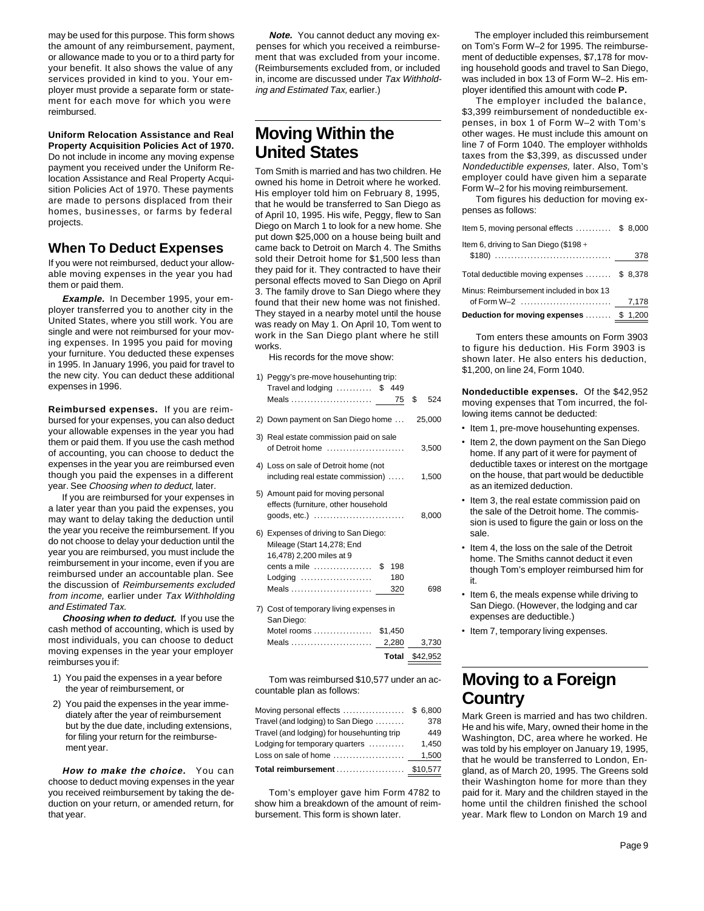may be used for this purpose. This form shows the amount of any reimbursement, payment, or allowance made to you or to a third party for your benefit. It also shows the value of any services provided in kind to you. Your employer must provide a separate form or statement for each move for which you were reimbursed.

**Uniform Relocation Assistance and Real Property Acquisition Policies Act of 1970.** Do not include in income any moving expense payment you received under the Uniform Relocation Assistance and Real Property Acquisition Policies Act of 1970. These payments are made to persons displaced from their homes, businesses, or farms by federal projects.

## When To Deduct Expenses

If you were not reimbursed, deduct your allowable moving expenses in the year you had them or paid them.

***Example.*** In December 1995, your employer transferred you to another city in the United States, where you still work. You are single and were not reimbursed for your moving expenses. In 1995 you paid for moving your furniture. You deducted these expenses in 1995. In January 1996, you paid for travel to the new city. You can deduct these additional expenses in 1996.

**Reimbursed expenses.** If you are reimbursed for your expenses, you can also deduct your allowable expenses in the year you had them or paid them. If you use the cash method of accounting, you can choose to deduct the expenses in the year you are reimbursed even though you paid the expenses in a different year. See *Choosing when to deduct,* later.

If you are reimbursed for your expenses in a later year than you paid the expenses, you may want to delay taking the deduction until the year you receive the reimbursement. If you do not choose to delay your deduction until the year you are reimbursed, you must include the reimbursement in your income, even if you are reimbursed under an accountable plan. See the discussion of *Reimbursements excluded from income,* earlier under *Tax Withholding and Estimated Tax.*

***Choosing when to deduct.*** If you use the cash method of accounting, which is used by most individuals, you can choose to deduct moving expenses in the year your employer reimburses you if:

1) You paid the expenses in a year before the year of reimbursement, or
2) You paid the expenses in the year immediately after the year of reimbursement but by the due date, including extensions, for filing your return for the reimbursement year.

***How to make the choice.*** You can choose to deduct moving expenses in the year you received reimbursement by taking the deduction on your return, or amended return, for that year.

***Note.*** You cannot deduct any moving expenses for which you received a reimbursement that was excluded from your income. (Reimbursements excluded from, or included in, income are discussed under *Tax Withholding and Estimated Tax,* earlier.)

# Moving Within the United States

Tom Smith is married and has two children. He owned his home in Detroit where he worked. His employer told him on February 8, 1995, that he would be transferred to San Diego as of April 10, 1995. His wife, Peggy, flew to San Diego on March 1 to look for a new home. She put down $25,000 on a house being built and came back to Detroit on March 4. The Smiths sold their Detroit home for $1,500 less than they paid for it. They contracted to have their personal effects moved to San Diego on April 3. The family drove to San Diego where they found that their new home was not finished. They stayed in a nearby motel until the house was ready on May 1. On April 10, Tom went to work in the San Diego plant where he still works.

His records for the move show:

| | | |
|---|---|---|
| 1) Peggy's pre-move househunting trip: | | |
| Travel and lodging | $ 449 | |
| Meals | 75 | $ 524 |
| 2) Down payment on San Diego home | | 25,000 |
| 3) Real estate commission paid on sale of Detroit home | | 3,500 |
| 4) Loss on sale of Detroit home (not including real estate commission) | | 1,500 |
| 5) Amount paid for moving personal effects (furniture, other household goods, etc.) | | 8,000 |
| 6) Expenses of driving to San Diego: | | |
| Mileage (Start 14,278; End 16,478) 2,200 miles at 9 cents a mile | $ 198 | |
| Lodging | 180 | |
| Meals | 320 | 698 |
| 7) Cost of temporary living expenses in San Diego: | | |
| Motel rooms | $1,450 | |
| Meals | 2,280 | 3,730 |
| **Total** | | $42,952 |

Tom was reimbursed $10,577 under an accountable plan as follows:

| | |
|---|---|
| Moving personal effects | $ 6,800 |
| Travel (and lodging) to San Diego | 378 |
| Travel (and lodging) for househunting trip | 449 |
| Lodging for temporary quarters | 1,450 |
| Loss on sale of home | 1,500 |
| **Total reimbursement** | $10,577 |

Tom's employer gave him Form 4782 to show him a breakdown of the amount of reimbursement. This form is shown later.

The employer included this reimbursement on Tom's Form W–2 for 1995. The reimbursement of deductible expenses, $7,178 for moving household goods and travel to San Diego, was included in box 13 of Form W–2. His employer identified this amount with code **P.**

The employer included the balance, $3,399 reimbursement of nondeductible expenses, in box 1 of Form W–2 with Tom's other wages. He must include this amount on line 7 of Form 1040. The employer withholds taxes from the $3,399, as discussed under *Nondeductible expenses,* later. Also, Tom's employer could have given him a separate Form W–2 for his moving reimbursement.

Tom figures his deduction for moving expenses as follows:

| | |
|---|---|
| Item 5, moving personal effects | $ 8,000 |
| Item 6, driving to San Diego ($198 + $180) | 378 |
| Total deductible moving expenses | $ 8,378 |
| Minus: Reimbursement included in box 13 of Form W–2 | 7,178 |
| **Deduction for moving expenses** | $ 1,200 |

Tom enters these amounts on Form 3903 to figure his deduction. His Form 3903 is shown later. He also enters his deduction, $1,200, on line 24, Form 1040.

**Nondeductible expenses.** Of the $42,952 moving expenses that Tom incurred, the following items cannot be deducted:

- Item 1, pre-move househunting expenses.
- Item 2, the down payment on the San Diego home. If any part of it were for payment of deductible taxes or interest on the mortgage on the house, that part would be deductible as an itemized deduction.
- Item 3, the real estate commission paid on the sale of the Detroit home. The commission is used to figure the gain or loss on the sale.
- Item 4, the loss on the sale of the Detroit home. The Smiths cannot deduct it even though Tom's employer reimbursed him for it.
- Item 6, the meals expense while driving to San Diego. (However, the lodging and car expenses are deductible.)
- Item 7, temporary living expenses.

# Moving to a Foreign Country

Mark Green is married and has two children. He and his wife, Mary, owned their home in the Washington, DC, area where he worked. He was told by his employer on January 19, 1995, that he would be transferred to London, England, as of March 20, 1995. The Greens sold their Washington home for more than they paid for it. Mary and the children stayed in the home until the children finished the school year. Mark flew to London on March 19 and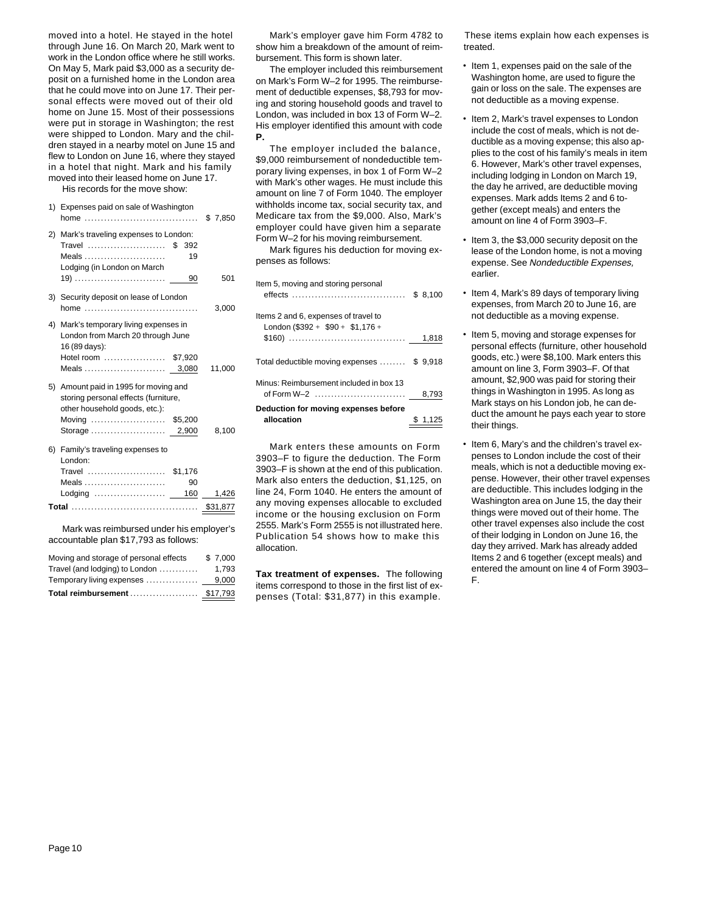moved into a hotel. He stayed in the hotel through June 16. On March 20, Mark went to work in the London office where he still works. On May 5, Mark paid $3,000 as a security deposit on a furnished home in the London area that he could move into on June 17. Their personal effects were moved out of their old home on June 15. Most of their possessions were put in storage in Washington; the rest were shipped to London. Mary and the children stayed in a nearby motel on June 15 and flew to London on June 16, where they stayed in a hotel that night. Mark and his family moved into their leased home on June 17.

His records for the move show:

| | | | |
|---|---|---|---|
| 1) | Expenses paid on sale of Washington home | | $ 7,850 |
| 2) | Mark's traveling expenses to London: | | |
| | Travel | $ 392 | |
| | Meals | 19 | |
| | Lodging (in London on March 19) | 90 | 501 |
| 3) | Security deposit on lease of London home | | 3,000 |
| 4) | Mark's temporary living expenses in London from March 20 through June 16 (89 days): | | |
| | Hotel room | $7,920 | |
| | Meals | 3,080 | 11,000 |
| 5) | Amount paid in 1995 for moving and storing personal effects (furniture, other household goods, etc.): | | |
| | Moving | $5,200 | |
| | Storage | 2,900 | 8,100 |
| 6) | Family's traveling expenses to London: | | |
| | Travel | $1,176 | |
| | Meals | 90 | |
| | Lodging | 160 | 1,426 |
| **Total** | | | $31,877 |

Mark was reimbursed under his employer's accountable plan $17,793 as follows:

| | |
|---|---|
| Moving and storage of personal effects | $ 7,000 |
| Travel (and lodging) to London | 1,793 |
| Temporary living expenses | 9,000 |
| **Total reimbursement** | $17,793 |

Mark's employer gave him Form 4782 to show him a breakdown of the amount of reimbursement. This form is shown later.

The employer included this reimbursement on Mark's Form W–2 for 1995. The reimbursement of deductible expenses, $8,793 for moving and storing household goods and travel to London, was included in box 13 of Form W–2. His employer identified this amount with code **P.**

The employer included the balance, $9,000 reimbursement of nondeductible temporary living expenses, in box 1 of Form W–2 with Mark's other wages. He must include this amount on line 7 of Form 1040. The employer withholds income tax, social security tax, and Medicare tax from the $9,000. Also, Mark's employer could have given him a separate Form W–2 for his moving reimbursement.

Mark figures his deduction for moving expenses as follows:

| | |
|---|---|
| Item 5, moving and storing personal effects | $ 8,100 |
| Items 2 and 6, expenses of travel to London ($392 + $90 + $1,176 + $160) | 1,818 |
| Total deductible moving expenses | $ 9,918 |
| Minus: Reimbursement included in box 13 of Form W–2 | 8,793 |
| **Deduction for moving expenses before allocation** | $ 1,125 |

Mark enters these amounts on Form 3903–F to figure the deduction. The Form 3903–F is shown at the end of this publication. Mark also enters the deduction, $1,125, on line 24, Form 1040. He enters the amount of any moving expenses allocable to excluded income or the housing exclusion on Form 2555. Mark's Form 2555 is not illustrated here. Publication 54 shows how to make this allocation.

**Tax treatment of expenses.** The following items correspond to those in the first list of expenses (Total: $31,877) in this example.

These items explain how each expenses is treated.

- Item 1, expenses paid on the sale of the Washington home, are used to figure the gain or loss on the sale. The expenses are not deductible as a moving expense.
- Item 2, Mark's travel expenses to London include the cost of meals, which is not deductible as a moving expense; this also applies to the cost of his family's meals in item 6. However, Mark's other travel expenses, including lodging in London on March 19, the day he arrived, are deductible moving expenses. Mark adds Items 2 and 6 together (except meals) and enters the amount on line 4 of Form 3903–F.
- Item 3, the $3,000 security deposit on the lease of the London home, is not a moving expense. See *Nondeductible Expenses,* earlier.
- Item 4, Mark's 89 days of temporary living expenses, from March 20 to June 16, are not deductible as a moving expense.
- Item 5, moving and storage expenses for personal effects (furniture, other household goods, etc.) were $8,100. Mark enters this amount on line 3, Form 3903–F. Of that amount, $2,900 was paid for storing their things in Washington in 1995. As long as Mark stays on his London job, he can deduct the amount he pays each year to store their things.
- Item 6, Mary's and the children's travel expenses to London include the cost of their meals, which is not a deductible moving expense. However, their other travel expenses are deductible. This includes lodging in the Washington area on June 15, the day their things were moved out of their home. The other travel expenses also include the cost of their lodging in London on June 16, the day they arrived. Mark has already added Items 2 and 6 together (except meals) and entered the amount on line 4 of Form 3903–F.